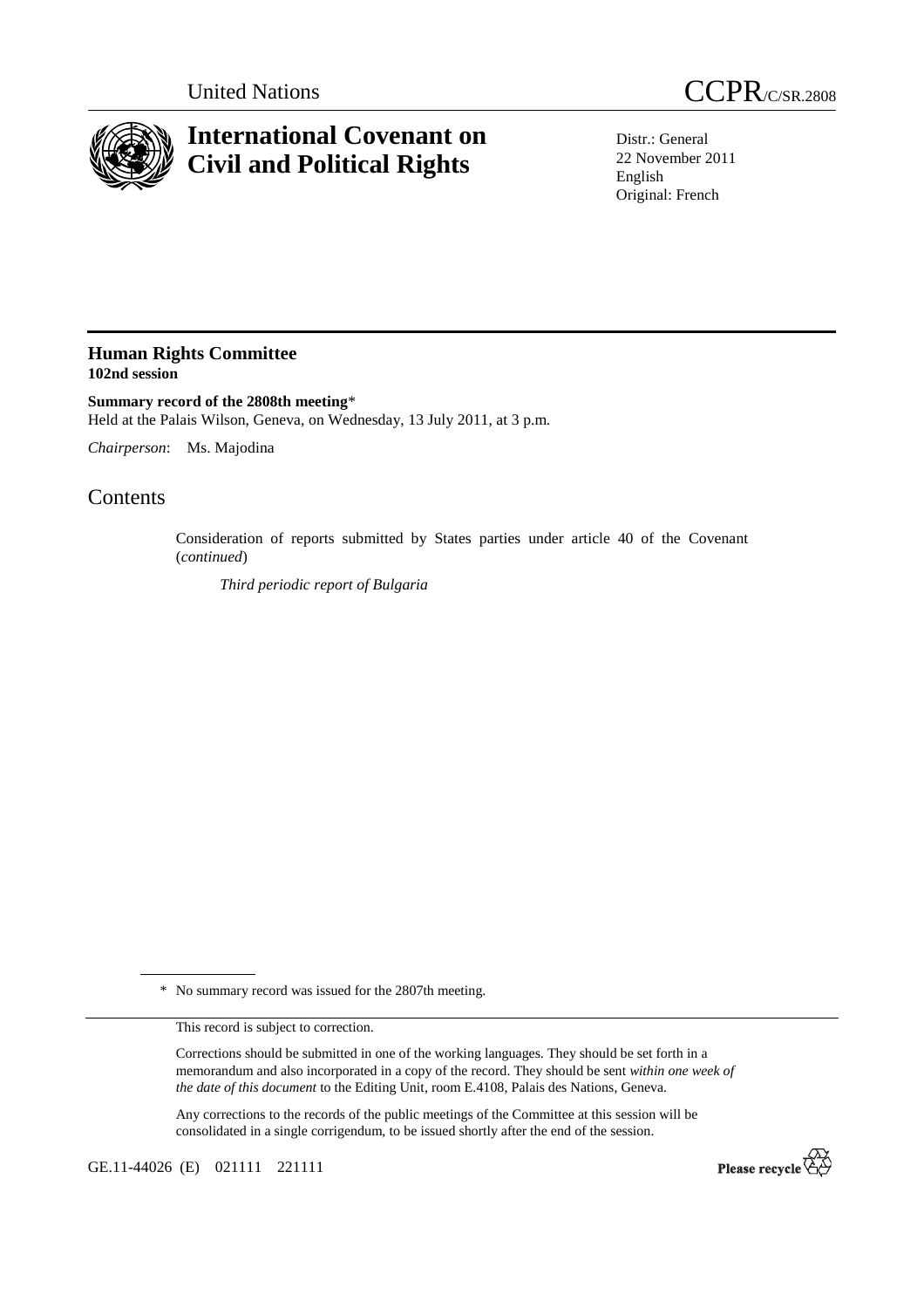United Nations

# CCPR/C/SR.2808

# International Covenant on Civil and Political Rights

Distr.: General
22 November 2011
English
Original: French

## Human Rights Committee
**102nd session**

**Summary record of the 2808th meeting***
Held at the Palais Wilson, Geneva, on Wednesday, 13 July 2011, at 3 p.m.

*Chairperson*: Ms. Majodina

## Contents

Consideration of reports submitted by States parties under article 40 of the Covenant (*continued*)

*Third periodic report of Bulgaria*

\* No summary record was issued for the 2807th meeting.

This record is subject to correction.

Corrections should be submitted in one of the working languages. They should be set forth in a memorandum and also incorporated in a copy of the record. They should be sent *within one week of the date of this document* to the Editing Unit, room E.4108, Palais des Nations, Geneva.

Any corrections to the records of the public meetings of the Committee at this session will be consolidated in a single corrigendum, to be issued shortly after the end of the session.

GE.11-44026 (E) 021111 221111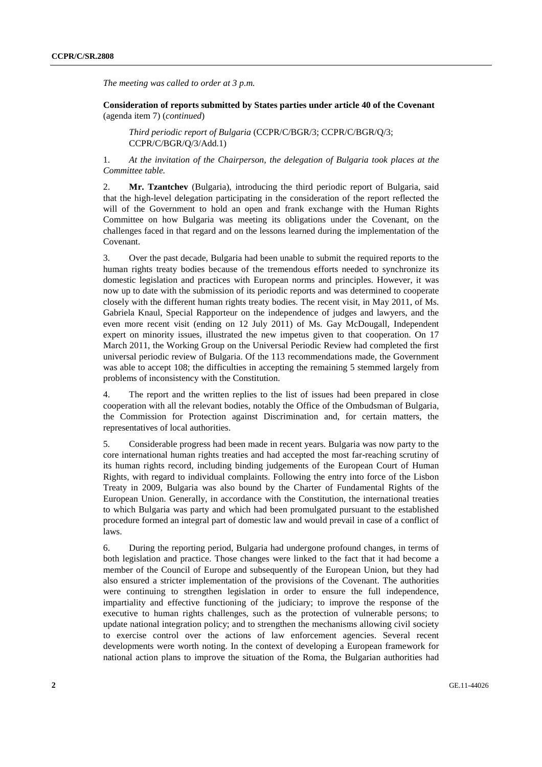*The meeting was called to order at 3 p.m.*

**Consideration of reports submitted by States parties under article 40 of the Covenant** (agenda item 7) (*continued*)

*Third periodic report of Bulgaria* (CCPR/C/BGR/3; CCPR/C/BGR/Q/3; CCPR/C/BGR/Q/3/Add.1)

1. *At the invitation of the Chairperson, the delegation of Bulgaria took places at the Committee table.*

2. **Mr. Tzantchev** (Bulgaria), introducing the third periodic report of Bulgaria, said that the high-level delegation participating in the consideration of the report reflected the will of the Government to hold an open and frank exchange with the Human Rights Committee on how Bulgaria was meeting its obligations under the Covenant, on the challenges faced in that regard and on the lessons learned during the implementation of the Covenant.

3. Over the past decade, Bulgaria had been unable to submit the required reports to the human rights treaty bodies because of the tremendous efforts needed to synchronize its domestic legislation and practices with European norms and principles. However, it was now up to date with the submission of its periodic reports and was determined to cooperate closely with the different human rights treaty bodies. The recent visit, in May 2011, of Ms. Gabriela Knaul, Special Rapporteur on the independence of judges and lawyers, and the even more recent visit (ending on 12 July 2011) of Ms. Gay McDougall, Independent expert on minority issues, illustrated the new impetus given to that cooperation. On 17 March 2011, the Working Group on the Universal Periodic Review had completed the first universal periodic review of Bulgaria. Of the 113 recommendations made, the Government was able to accept 108; the difficulties in accepting the remaining 5 stemmed largely from problems of inconsistency with the Constitution.

4. The report and the written replies to the list of issues had been prepared in close cooperation with all the relevant bodies, notably the Office of the Ombudsman of Bulgaria, the Commission for Protection against Discrimination and, for certain matters, the representatives of local authorities.

5. Considerable progress had been made in recent years. Bulgaria was now party to the core international human rights treaties and had accepted the most far-reaching scrutiny of its human rights record, including binding judgements of the European Court of Human Rights, with regard to individual complaints. Following the entry into force of the Lisbon Treaty in 2009, Bulgaria was also bound by the Charter of Fundamental Rights of the European Union. Generally, in accordance with the Constitution, the international treaties to which Bulgaria was party and which had been promulgated pursuant to the established procedure formed an integral part of domestic law and would prevail in case of a conflict of laws.

6. During the reporting period, Bulgaria had undergone profound changes, in terms of both legislation and practice. Those changes were linked to the fact that it had become a member of the Council of Europe and subsequently of the European Union, but they had also ensured a stricter implementation of the provisions of the Covenant. The authorities were continuing to strengthen legislation in order to ensure the full independence, impartiality and effective functioning of the judiciary; to improve the response of the executive to human rights challenges, such as the protection of vulnerable persons; to update national integration policy; and to strengthen the mechanisms allowing civil society to exercise control over the actions of law enforcement agencies. Several recent developments were worth noting. In the context of developing a European framework for national action plans to improve the situation of the Roma, the Bulgarian authorities had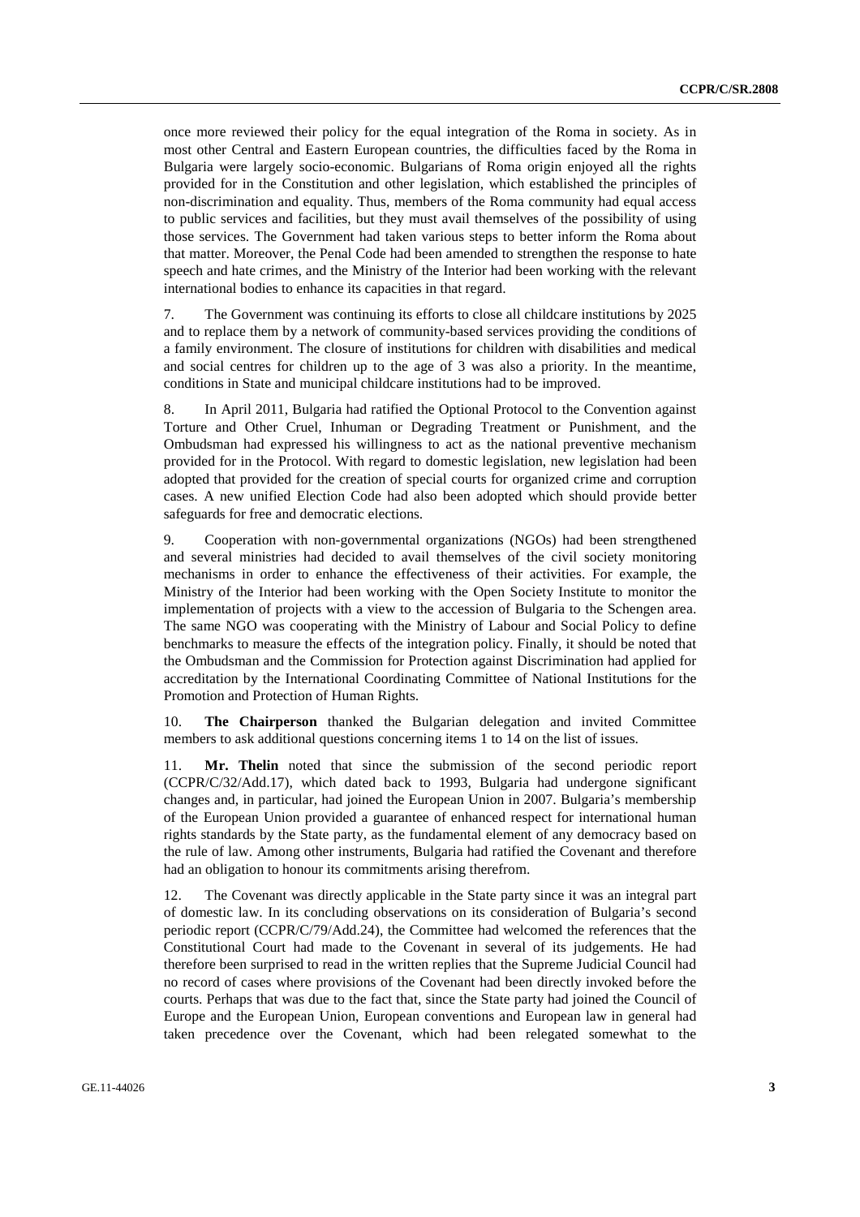once more reviewed their policy for the equal integration of the Roma in society. As in most other Central and Eastern European countries, the difficulties faced by the Roma in Bulgaria were largely socio-economic. Bulgarians of Roma origin enjoyed all the rights provided for in the Constitution and other legislation, which established the principles of non-discrimination and equality. Thus, members of the Roma community had equal access to public services and facilities, but they must avail themselves of the possibility of using those services. The Government had taken various steps to better inform the Roma about that matter. Moreover, the Penal Code had been amended to strengthen the response to hate speech and hate crimes, and the Ministry of the Interior had been working with the relevant international bodies to enhance its capacities in that regard.

7. The Government was continuing its efforts to close all childcare institutions by 2025 and to replace them by a network of community-based services providing the conditions of a family environment. The closure of institutions for children with disabilities and medical and social centres for children up to the age of 3 was also a priority. In the meantime, conditions in State and municipal childcare institutions had to be improved.

8. In April 2011, Bulgaria had ratified the Optional Protocol to the Convention against Torture and Other Cruel, Inhuman or Degrading Treatment or Punishment, and the Ombudsman had expressed his willingness to act as the national preventive mechanism provided for in the Protocol. With regard to domestic legislation, new legislation had been adopted that provided for the creation of special courts for organized crime and corruption cases. A new unified Election Code had also been adopted which should provide better safeguards for free and democratic elections.

9. Cooperation with non-governmental organizations (NGOs) had been strengthened and several ministries had decided to avail themselves of the civil society monitoring mechanisms in order to enhance the effectiveness of their activities. For example, the Ministry of the Interior had been working with the Open Society Institute to monitor the implementation of projects with a view to the accession of Bulgaria to the Schengen area. The same NGO was cooperating with the Ministry of Labour and Social Policy to define benchmarks to measure the effects of the integration policy. Finally, it should be noted that the Ombudsman and the Commission for Protection against Discrimination had applied for accreditation by the International Coordinating Committee of National Institutions for the Promotion and Protection of Human Rights.

10. **The Chairperson** thanked the Bulgarian delegation and invited Committee members to ask additional questions concerning items 1 to 14 on the list of issues.

11. **Mr. Thelin** noted that since the submission of the second periodic report (CCPR/C/32/Add.17), which dated back to 1993, Bulgaria had undergone significant changes and, in particular, had joined the European Union in 2007. Bulgaria's membership of the European Union provided a guarantee of enhanced respect for international human rights standards by the State party, as the fundamental element of any democracy based on the rule of law. Among other instruments, Bulgaria had ratified the Covenant and therefore had an obligation to honour its commitments arising therefrom.

12. The Covenant was directly applicable in the State party since it was an integral part of domestic law. In its concluding observations on its consideration of Bulgaria's second periodic report (CCPR/C/79/Add.24), the Committee had welcomed the references that the Constitutional Court had made to the Covenant in several of its judgements. He had therefore been surprised to read in the written replies that the Supreme Judicial Council had no record of cases where provisions of the Covenant had been directly invoked before the courts. Perhaps that was due to the fact that, since the State party had joined the Council of Europe and the European Union, European conventions and European law in general had taken precedence over the Covenant, which had been relegated somewhat to the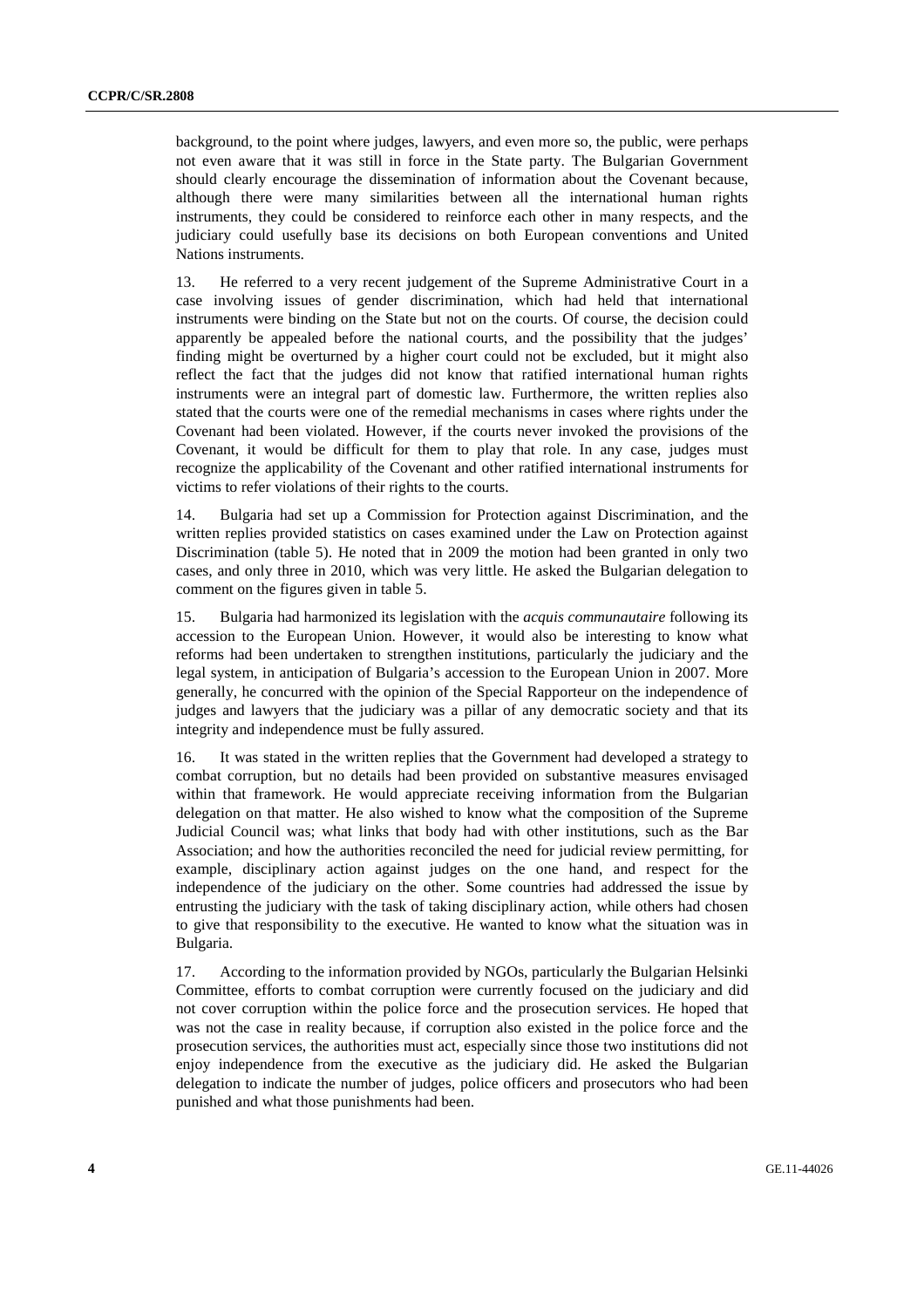background, to the point where judges, lawyers, and even more so, the public, were perhaps not even aware that it was still in force in the State party. The Bulgarian Government should clearly encourage the dissemination of information about the Covenant because, although there were many similarities between all the international human rights instruments, they could be considered to reinforce each other in many respects, and the judiciary could usefully base its decisions on both European conventions and United Nations instruments.

13. He referred to a very recent judgement of the Supreme Administrative Court in a case involving issues of gender discrimination, which had held that international instruments were binding on the State but not on the courts. Of course, the decision could apparently be appealed before the national courts, and the possibility that the judges' finding might be overturned by a higher court could not be excluded, but it might also reflect the fact that the judges did not know that ratified international human rights instruments were an integral part of domestic law. Furthermore, the written replies also stated that the courts were one of the remedial mechanisms in cases where rights under the Covenant had been violated. However, if the courts never invoked the provisions of the Covenant, it would be difficult for them to play that role. In any case, judges must recognize the applicability of the Covenant and other ratified international instruments for victims to refer violations of their rights to the courts.

14. Bulgaria had set up a Commission for Protection against Discrimination, and the written replies provided statistics on cases examined under the Law on Protection against Discrimination (table 5). He noted that in 2009 the motion had been granted in only two cases, and only three in 2010, which was very little. He asked the Bulgarian delegation to comment on the figures given in table 5.

15. Bulgaria had harmonized its legislation with the *acquis communautaire* following its accession to the European Union. However, it would also be interesting to know what reforms had been undertaken to strengthen institutions, particularly the judiciary and the legal system, in anticipation of Bulgaria's accession to the European Union in 2007. More generally, he concurred with the opinion of the Special Rapporteur on the independence of judges and lawyers that the judiciary was a pillar of any democratic society and that its integrity and independence must be fully assured.

16. It was stated in the written replies that the Government had developed a strategy to combat corruption, but no details had been provided on substantive measures envisaged within that framework. He would appreciate receiving information from the Bulgarian delegation on that matter. He also wished to know what the composition of the Supreme Judicial Council was; what links that body had with other institutions, such as the Bar Association; and how the authorities reconciled the need for judicial review permitting, for example, disciplinary action against judges on the one hand, and respect for the independence of the judiciary on the other. Some countries had addressed the issue by entrusting the judiciary with the task of taking disciplinary action, while others had chosen to give that responsibility to the executive. He wanted to know what the situation was in Bulgaria.

17. According to the information provided by NGOs, particularly the Bulgarian Helsinki Committee, efforts to combat corruption were currently focused on the judiciary and did not cover corruption within the police force and the prosecution services. He hoped that was not the case in reality because, if corruption also existed in the police force and the prosecution services, the authorities must act, especially since those two institutions did not enjoy independence from the executive as the judiciary did. He asked the Bulgarian delegation to indicate the number of judges, police officers and prosecutors who had been punished and what those punishments had been.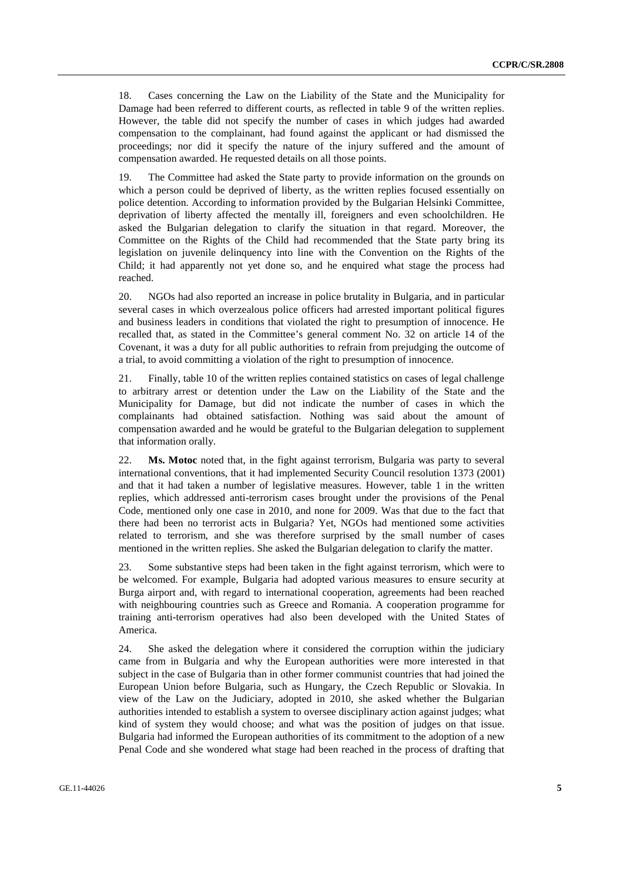18. Cases concerning the Law on the Liability of the State and the Municipality for Damage had been referred to different courts, as reflected in table 9 of the written replies. However, the table did not specify the number of cases in which judges had awarded compensation to the complainant, had found against the applicant or had dismissed the proceedings; nor did it specify the nature of the injury suffered and the amount of compensation awarded. He requested details on all those points.

19. The Committee had asked the State party to provide information on the grounds on which a person could be deprived of liberty, as the written replies focused essentially on police detention. According to information provided by the Bulgarian Helsinki Committee, deprivation of liberty affected the mentally ill, foreigners and even schoolchildren. He asked the Bulgarian delegation to clarify the situation in that regard. Moreover, the Committee on the Rights of the Child had recommended that the State party bring its legislation on juvenile delinquency into line with the Convention on the Rights of the Child; it had apparently not yet done so, and he enquired what stage the process had reached.

20. NGOs had also reported an increase in police brutality in Bulgaria, and in particular several cases in which overzealous police officers had arrested important political figures and business leaders in conditions that violated the right to presumption of innocence. He recalled that, as stated in the Committee's general comment No. 32 on article 14 of the Covenant, it was a duty for all public authorities to refrain from prejudging the outcome of a trial, to avoid committing a violation of the right to presumption of innocence.

21. Finally, table 10 of the written replies contained statistics on cases of legal challenge to arbitrary arrest or detention under the Law on the Liability of the State and the Municipality for Damage, but did not indicate the number of cases in which the complainants had obtained satisfaction. Nothing was said about the amount of compensation awarded and he would be grateful to the Bulgarian delegation to supplement that information orally.

22. **Ms. Motoc** noted that, in the fight against terrorism, Bulgaria was party to several international conventions, that it had implemented Security Council resolution 1373 (2001) and that it had taken a number of legislative measures. However, table 1 in the written replies, which addressed anti-terrorism cases brought under the provisions of the Penal Code, mentioned only one case in 2010, and none for 2009. Was that due to the fact that there had been no terrorist acts in Bulgaria? Yet, NGOs had mentioned some activities related to terrorism, and she was therefore surprised by the small number of cases mentioned in the written replies. She asked the Bulgarian delegation to clarify the matter.

23. Some substantive steps had been taken in the fight against terrorism, which were to be welcomed. For example, Bulgaria had adopted various measures to ensure security at Burga airport and, with regard to international cooperation, agreements had been reached with neighbouring countries such as Greece and Romania. A cooperation programme for training anti-terrorism operatives had also been developed with the United States of America.

24. She asked the delegation where it considered the corruption within the judiciary came from in Bulgaria and why the European authorities were more interested in that subject in the case of Bulgaria than in other former communist countries that had joined the European Union before Bulgaria, such as Hungary, the Czech Republic or Slovakia. In view of the Law on the Judiciary, adopted in 2010, she asked whether the Bulgarian authorities intended to establish a system to oversee disciplinary action against judges; what kind of system they would choose; and what was the position of judges on that issue. Bulgaria had informed the European authorities of its commitment to the adoption of a new Penal Code and she wondered what stage had been reached in the process of drafting that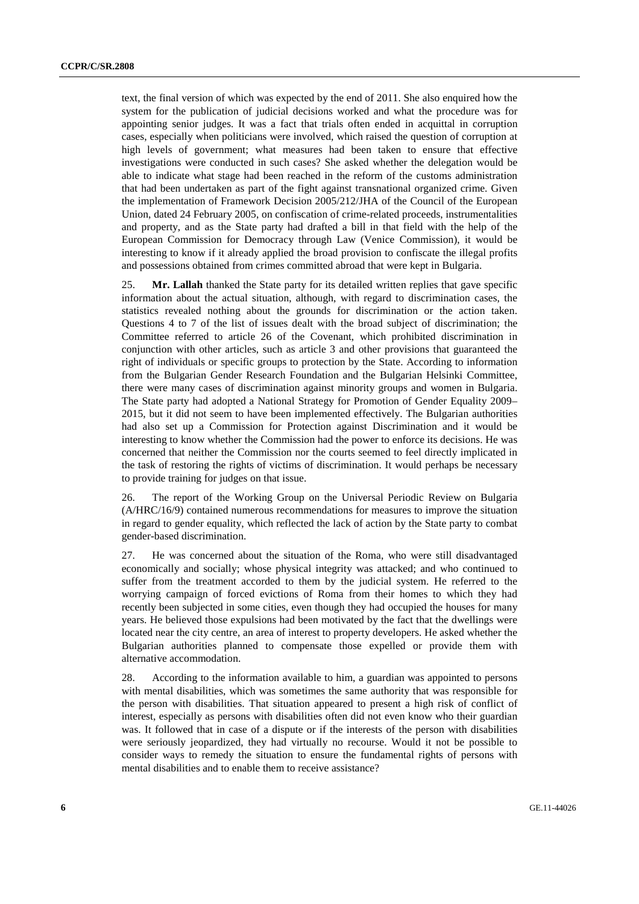text, the final version of which was expected by the end of 2011. She also enquired how the system for the publication of judicial decisions worked and what the procedure was for appointing senior judges. It was a fact that trials often ended in acquittal in corruption cases, especially when politicians were involved, which raised the question of corruption at high levels of government; what measures had been taken to ensure that effective investigations were conducted in such cases? She asked whether the delegation would be able to indicate what stage had been reached in the reform of the customs administration that had been undertaken as part of the fight against transnational organized crime. Given the implementation of Framework Decision 2005/212/JHA of the Council of the European Union, dated 24 February 2005, on confiscation of crime-related proceeds, instrumentalities and property, and as the State party had drafted a bill in that field with the help of the European Commission for Democracy through Law (Venice Commission), it would be interesting to know if it already applied the broad provision to confiscate the illegal profits and possessions obtained from crimes committed abroad that were kept in Bulgaria.

25. **Mr. Lallah** thanked the State party for its detailed written replies that gave specific information about the actual situation, although, with regard to discrimination cases, the statistics revealed nothing about the grounds for discrimination or the action taken. Questions 4 to 7 of the list of issues dealt with the broad subject of discrimination; the Committee referred to article 26 of the Covenant, which prohibited discrimination in conjunction with other articles, such as article 3 and other provisions that guaranteed the right of individuals or specific groups to protection by the State. According to information from the Bulgarian Gender Research Foundation and the Bulgarian Helsinki Committee, there were many cases of discrimination against minority groups and women in Bulgaria. The State party had adopted a National Strategy for Promotion of Gender Equality 2009–2015, but it did not seem to have been implemented effectively. The Bulgarian authorities had also set up a Commission for Protection against Discrimination and it would be interesting to know whether the Commission had the power to enforce its decisions. He was concerned that neither the Commission nor the courts seemed to feel directly implicated in the task of restoring the rights of victims of discrimination. It would perhaps be necessary to provide training for judges on that issue.

26. The report of the Working Group on the Universal Periodic Review on Bulgaria (A/HRC/16/9) contained numerous recommendations for measures to improve the situation in regard to gender equality, which reflected the lack of action by the State party to combat gender-based discrimination.

27. He was concerned about the situation of the Roma, who were still disadvantaged economically and socially; whose physical integrity was attacked; and who continued to suffer from the treatment accorded to them by the judicial system. He referred to the worrying campaign of forced evictions of Roma from their homes to which they had recently been subjected in some cities, even though they had occupied the houses for many years. He believed those expulsions had been motivated by the fact that the dwellings were located near the city centre, an area of interest to property developers. He asked whether the Bulgarian authorities planned to compensate those expelled or provide them with alternative accommodation.

28. According to the information available to him, a guardian was appointed to persons with mental disabilities, which was sometimes the same authority that was responsible for the person with disabilities. That situation appeared to present a high risk of conflict of interest, especially as persons with disabilities often did not even know who their guardian was. It followed that in case of a dispute or if the interests of the person with disabilities were seriously jeopardized, they had virtually no recourse. Would it not be possible to consider ways to remedy the situation to ensure the fundamental rights of persons with mental disabilities and to enable them to receive assistance?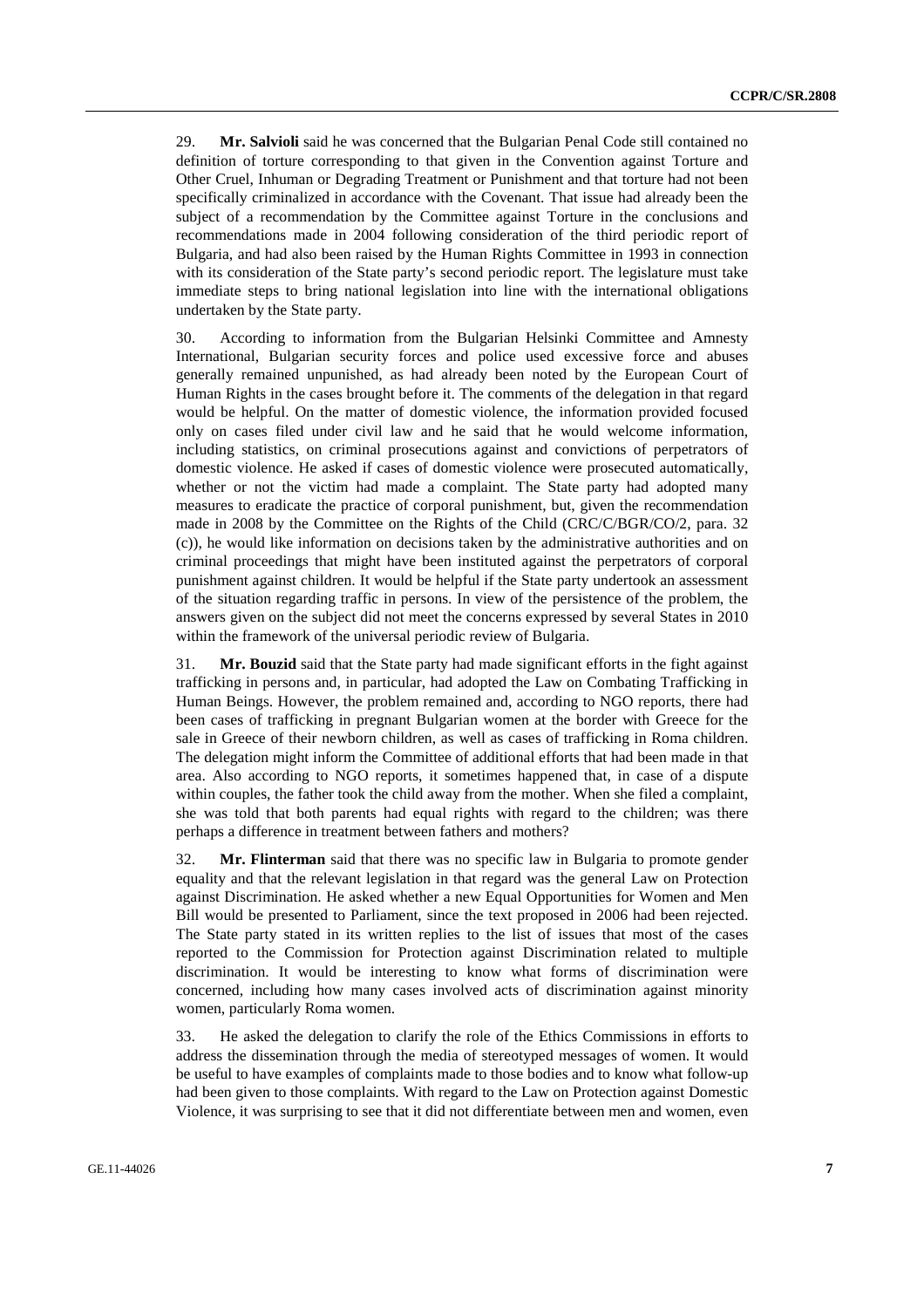29. **Mr. Salvioli** said he was concerned that the Bulgarian Penal Code still contained no definition of torture corresponding to that given in the Convention against Torture and Other Cruel, Inhuman or Degrading Treatment or Punishment and that torture had not been specifically criminalized in accordance with the Covenant. That issue had already been the subject of a recommendation by the Committee against Torture in the conclusions and recommendations made in 2004 following consideration of the third periodic report of Bulgaria, and had also been raised by the Human Rights Committee in 1993 in connection with its consideration of the State party's second periodic report. The legislature must take immediate steps to bring national legislation into line with the international obligations undertaken by the State party.

30. According to information from the Bulgarian Helsinki Committee and Amnesty International, Bulgarian security forces and police used excessive force and abuses generally remained unpunished, as had already been noted by the European Court of Human Rights in the cases brought before it. The comments of the delegation in that regard would be helpful. On the matter of domestic violence, the information provided focused only on cases filed under civil law and he said that he would welcome information, including statistics, on criminal prosecutions against and convictions of perpetrators of domestic violence. He asked if cases of domestic violence were prosecuted automatically, whether or not the victim had made a complaint. The State party had adopted many measures to eradicate the practice of corporal punishment, but, given the recommendation made in 2008 by the Committee on the Rights of the Child (CRC/C/BGR/CO/2, para. 32 (c)), he would like information on decisions taken by the administrative authorities and on criminal proceedings that might have been instituted against the perpetrators of corporal punishment against children. It would be helpful if the State party undertook an assessment of the situation regarding traffic in persons. In view of the persistence of the problem, the answers given on the subject did not meet the concerns expressed by several States in 2010 within the framework of the universal periodic review of Bulgaria.

31. **Mr. Bouzid** said that the State party had made significant efforts in the fight against trafficking in persons and, in particular, had adopted the Law on Combating Trafficking in Human Beings. However, the problem remained and, according to NGO reports, there had been cases of trafficking in pregnant Bulgarian women at the border with Greece for the sale in Greece of their newborn children, as well as cases of trafficking in Roma children. The delegation might inform the Committee of additional efforts that had been made in that area. Also according to NGO reports, it sometimes happened that, in case of a dispute within couples, the father took the child away from the mother. When she filed a complaint, she was told that both parents had equal rights with regard to the children; was there perhaps a difference in treatment between fathers and mothers?

32. **Mr. Flinterman** said that there was no specific law in Bulgaria to promote gender equality and that the relevant legislation in that regard was the general Law on Protection against Discrimination. He asked whether a new Equal Opportunities for Women and Men Bill would be presented to Parliament, since the text proposed in 2006 had been rejected. The State party stated in its written replies to the list of issues that most of the cases reported to the Commission for Protection against Discrimination related to multiple discrimination. It would be interesting to know what forms of discrimination were concerned, including how many cases involved acts of discrimination against minority women, particularly Roma women.

33. He asked the delegation to clarify the role of the Ethics Commissions in efforts to address the dissemination through the media of stereotyped messages of women. It would be useful to have examples of complaints made to those bodies and to know what follow-up had been given to those complaints. With regard to the Law on Protection against Domestic Violence, it was surprising to see that it did not differentiate between men and women, even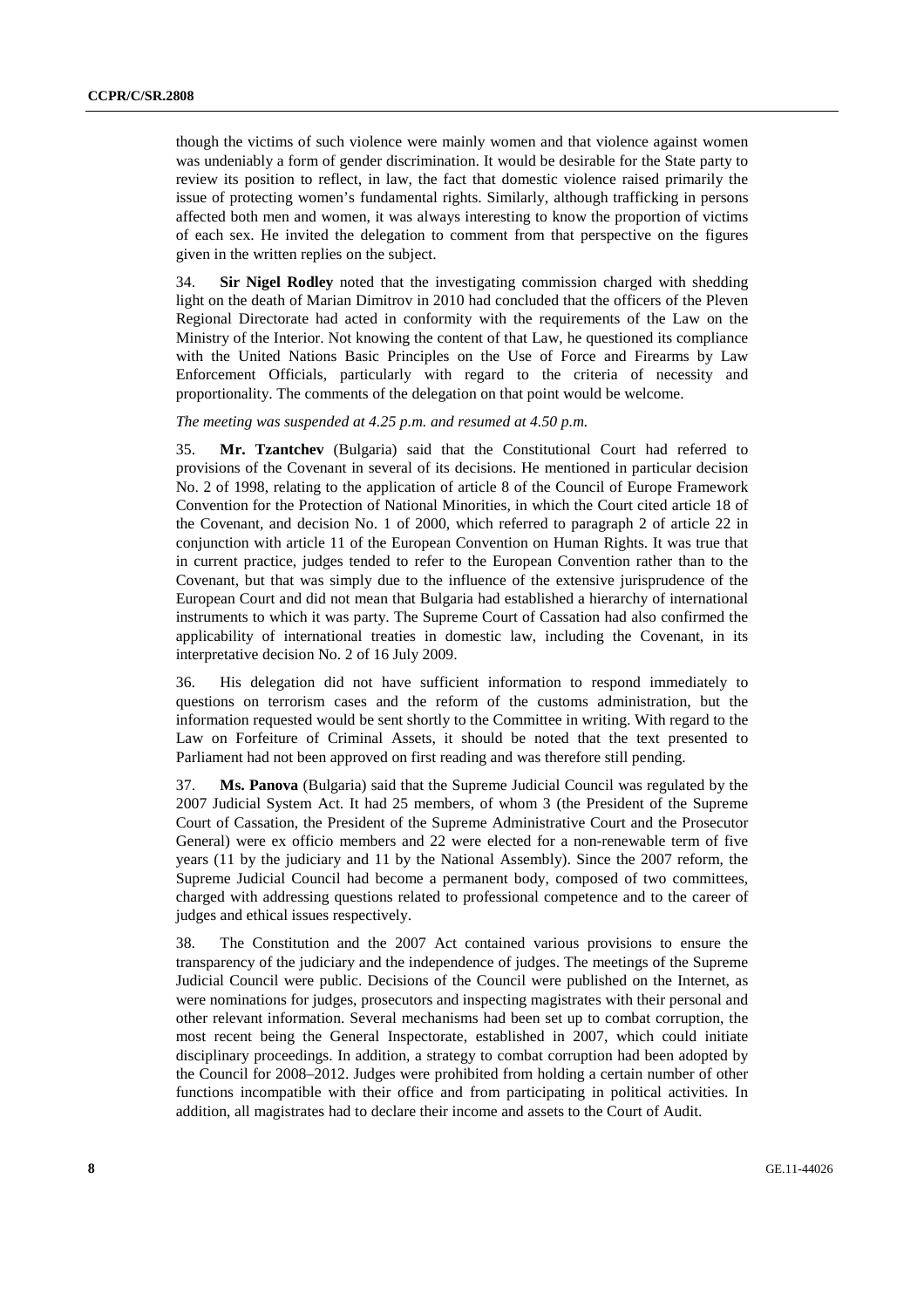though the victims of such violence were mainly women and that violence against women was undeniably a form of gender discrimination. It would be desirable for the State party to review its position to reflect, in law, the fact that domestic violence raised primarily the issue of protecting women's fundamental rights. Similarly, although trafficking in persons affected both men and women, it was always interesting to know the proportion of victims of each sex. He invited the delegation to comment from that perspective on the figures given in the written replies on the subject.

34. **Sir Nigel Rodley** noted that the investigating commission charged with shedding light on the death of Marian Dimitrov in 2010 had concluded that the officers of the Pleven Regional Directorate had acted in conformity with the requirements of the Law on the Ministry of the Interior. Not knowing the content of that Law, he questioned its compliance with the United Nations Basic Principles on the Use of Force and Firearms by Law Enforcement Officials, particularly with regard to the criteria of necessity and proportionality. The comments of the delegation on that point would be welcome.

*The meeting was suspended at 4.25 p.m. and resumed at 4.50 p.m.*

35. **Mr. Tzantchev** (Bulgaria) said that the Constitutional Court had referred to provisions of the Covenant in several of its decisions. He mentioned in particular decision No. 2 of 1998, relating to the application of article 8 of the Council of Europe Framework Convention for the Protection of National Minorities, in which the Court cited article 18 of the Covenant, and decision No. 1 of 2000, which referred to paragraph 2 of article 22 in conjunction with article 11 of the European Convention on Human Rights. It was true that in current practice, judges tended to refer to the European Convention rather than to the Covenant, but that was simply due to the influence of the extensive jurisprudence of the European Court and did not mean that Bulgaria had established a hierarchy of international instruments to which it was party. The Supreme Court of Cassation had also confirmed the applicability of international treaties in domestic law, including the Covenant, in its interpretative decision No. 2 of 16 July 2009.

36. His delegation did not have sufficient information to respond immediately to questions on terrorism cases and the reform of the customs administration, but the information requested would be sent shortly to the Committee in writing. With regard to the Law on Forfeiture of Criminal Assets, it should be noted that the text presented to Parliament had not been approved on first reading and was therefore still pending.

37. **Ms. Panova** (Bulgaria) said that the Supreme Judicial Council was regulated by the 2007 Judicial System Act. It had 25 members, of whom 3 (the President of the Supreme Court of Cassation, the President of the Supreme Administrative Court and the Prosecutor General) were ex officio members and 22 were elected for a non-renewable term of five years (11 by the judiciary and 11 by the National Assembly). Since the 2007 reform, the Supreme Judicial Council had become a permanent body, composed of two committees, charged with addressing questions related to professional competence and to the career of judges and ethical issues respectively.

38. The Constitution and the 2007 Act contained various provisions to ensure the transparency of the judiciary and the independence of judges. The meetings of the Supreme Judicial Council were public. Decisions of the Council were published on the Internet, as were nominations for judges, prosecutors and inspecting magistrates with their personal and other relevant information. Several mechanisms had been set up to combat corruption, the most recent being the General Inspectorate, established in 2007, which could initiate disciplinary proceedings. In addition, a strategy to combat corruption had been adopted by the Council for 2008–2012. Judges were prohibited from holding a certain number of other functions incompatible with their office and from participating in political activities. In addition, all magistrates had to declare their income and assets to the Court of Audit.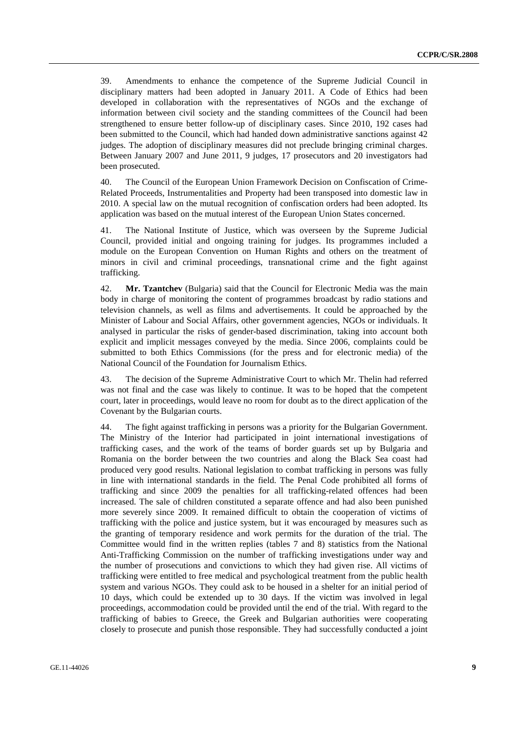39. Amendments to enhance the competence of the Supreme Judicial Council in disciplinary matters had been adopted in January 2011. A Code of Ethics had been developed in collaboration with the representatives of NGOs and the exchange of information between civil society and the standing committees of the Council had been strengthened to ensure better follow-up of disciplinary cases. Since 2010, 192 cases had been submitted to the Council, which had handed down administrative sanctions against 42 judges. The adoption of disciplinary measures did not preclude bringing criminal charges. Between January 2007 and June 2011, 9 judges, 17 prosecutors and 20 investigators had been prosecuted.

40. The Council of the European Union Framework Decision on Confiscation of Crime-Related Proceeds, Instrumentalities and Property had been transposed into domestic law in 2010. A special law on the mutual recognition of confiscation orders had been adopted. Its application was based on the mutual interest of the European Union States concerned.

41. The National Institute of Justice, which was overseen by the Supreme Judicial Council, provided initial and ongoing training for judges. Its programmes included a module on the European Convention on Human Rights and others on the treatment of minors in civil and criminal proceedings, transnational crime and the fight against trafficking.

42. **Mr. Tzantchev** (Bulgaria) said that the Council for Electronic Media was the main body in charge of monitoring the content of programmes broadcast by radio stations and television channels, as well as films and advertisements. It could be approached by the Minister of Labour and Social Affairs, other government agencies, NGOs or individuals. It analysed in particular the risks of gender-based discrimination, taking into account both explicit and implicit messages conveyed by the media. Since 2006, complaints could be submitted to both Ethics Commissions (for the press and for electronic media) of the National Council of the Foundation for Journalism Ethics.

43. The decision of the Supreme Administrative Court to which Mr. Thelin had referred was not final and the case was likely to continue. It was to be hoped that the competent court, later in proceedings, would leave no room for doubt as to the direct application of the Covenant by the Bulgarian courts.

44. The fight against trafficking in persons was a priority for the Bulgarian Government. The Ministry of the Interior had participated in joint international investigations of trafficking cases, and the work of the teams of border guards set up by Bulgaria and Romania on the border between the two countries and along the Black Sea coast had produced very good results. National legislation to combat trafficking in persons was fully in line with international standards in the field. The Penal Code prohibited all forms of trafficking and since 2009 the penalties for all trafficking-related offences had been increased. The sale of children constituted a separate offence and had also been punished more severely since 2009. It remained difficult to obtain the cooperation of victims of trafficking with the police and justice system, but it was encouraged by measures such as the granting of temporary residence and work permits for the duration of the trial. The Committee would find in the written replies (tables 7 and 8) statistics from the National Anti-Trafficking Commission on the number of trafficking investigations under way and the number of prosecutions and convictions to which they had given rise. All victims of trafficking were entitled to free medical and psychological treatment from the public health system and various NGOs. They could ask to be housed in a shelter for an initial period of 10 days, which could be extended up to 30 days. If the victim was involved in legal proceedings, accommodation could be provided until the end of the trial. With regard to the trafficking of babies to Greece, the Greek and Bulgarian authorities were cooperating closely to prosecute and punish those responsible. They had successfully conducted a joint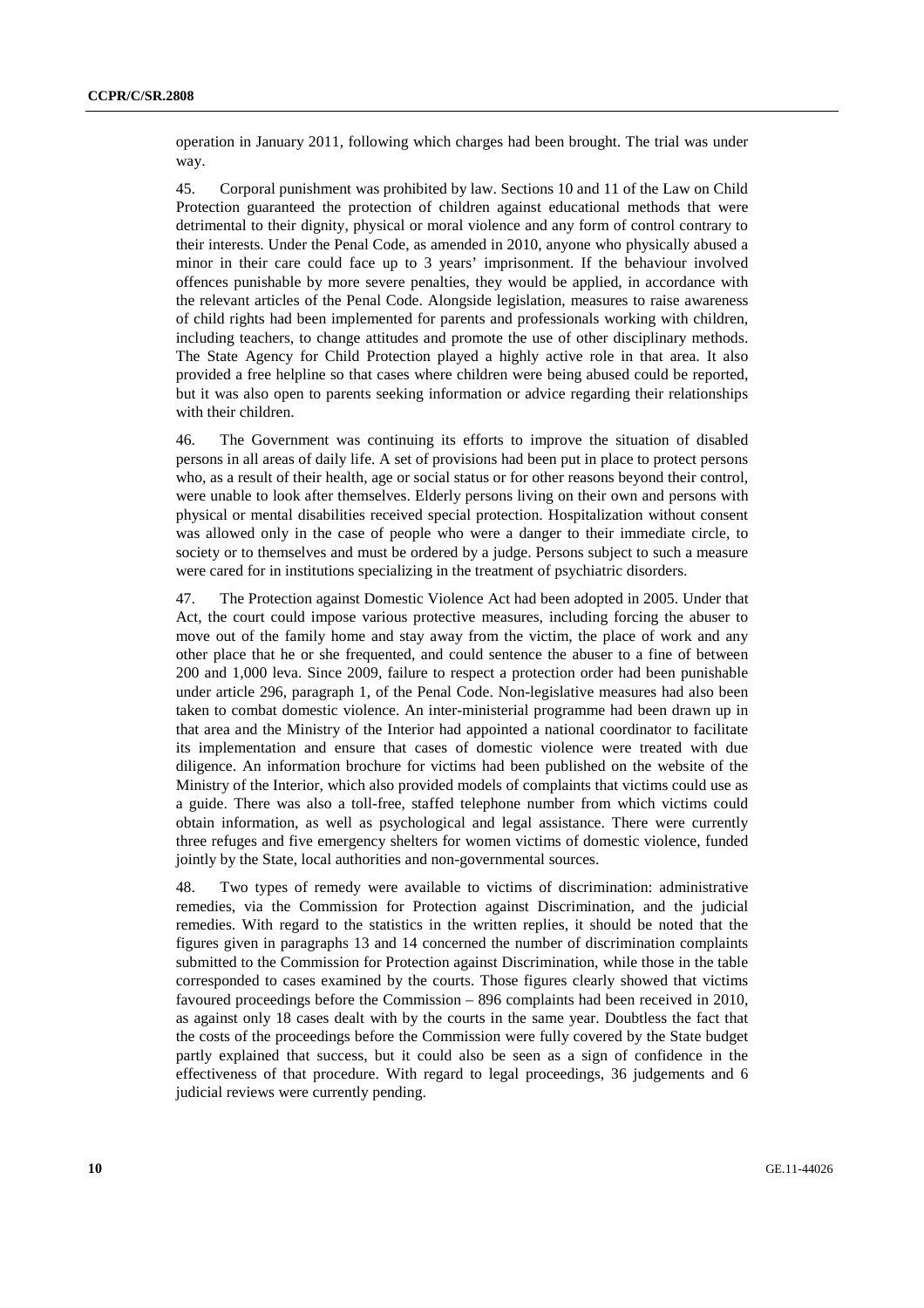operation in January 2011, following which charges had been brought. The trial was under way.

45. Corporal punishment was prohibited by law. Sections 10 and 11 of the Law on Child Protection guaranteed the protection of children against educational methods that were detrimental to their dignity, physical or moral violence and any form of control contrary to their interests. Under the Penal Code, as amended in 2010, anyone who physically abused a minor in their care could face up to 3 years' imprisonment. If the behaviour involved offences punishable by more severe penalties, they would be applied, in accordance with the relevant articles of the Penal Code. Alongside legislation, measures to raise awareness of child rights had been implemented for parents and professionals working with children, including teachers, to change attitudes and promote the use of other disciplinary methods. The State Agency for Child Protection played a highly active role in that area. It also provided a free helpline so that cases where children were being abused could be reported, but it was also open to parents seeking information or advice regarding their relationships with their children.

46. The Government was continuing its efforts to improve the situation of disabled persons in all areas of daily life. A set of provisions had been put in place to protect persons who, as a result of their health, age or social status or for other reasons beyond their control, were unable to look after themselves. Elderly persons living on their own and persons with physical or mental disabilities received special protection. Hospitalization without consent was allowed only in the case of people who were a danger to their immediate circle, to society or to themselves and must be ordered by a judge. Persons subject to such a measure were cared for in institutions specializing in the treatment of psychiatric disorders.

47. The Protection against Domestic Violence Act had been adopted in 2005. Under that Act, the court could impose various protective measures, including forcing the abuser to move out of the family home and stay away from the victim, the place of work and any other place that he or she frequented, and could sentence the abuser to a fine of between 200 and 1,000 leva. Since 2009, failure to respect a protection order had been punishable under article 296, paragraph 1, of the Penal Code. Non-legislative measures had also been taken to combat domestic violence. An inter-ministerial programme had been drawn up in that area and the Ministry of the Interior had appointed a national coordinator to facilitate its implementation and ensure that cases of domestic violence were treated with due diligence. An information brochure for victims had been published on the website of the Ministry of the Interior, which also provided models of complaints that victims could use as a guide. There was also a toll-free, staffed telephone number from which victims could obtain information, as well as psychological and legal assistance. There were currently three refuges and five emergency shelters for women victims of domestic violence, funded jointly by the State, local authorities and non-governmental sources.

48. Two types of remedy were available to victims of discrimination: administrative remedies, via the Commission for Protection against Discrimination, and the judicial remedies. With regard to the statistics in the written replies, it should be noted that the figures given in paragraphs 13 and 14 concerned the number of discrimination complaints submitted to the Commission for Protection against Discrimination, while those in the table corresponded to cases examined by the courts. Those figures clearly showed that victims favoured proceedings before the Commission – 896 complaints had been received in 2010, as against only 18 cases dealt with by the courts in the same year. Doubtless the fact that the costs of the proceedings before the Commission were fully covered by the State budget partly explained that success, but it could also be seen as a sign of confidence in the effectiveness of that procedure. With regard to legal proceedings, 36 judgements and 6 judicial reviews were currently pending.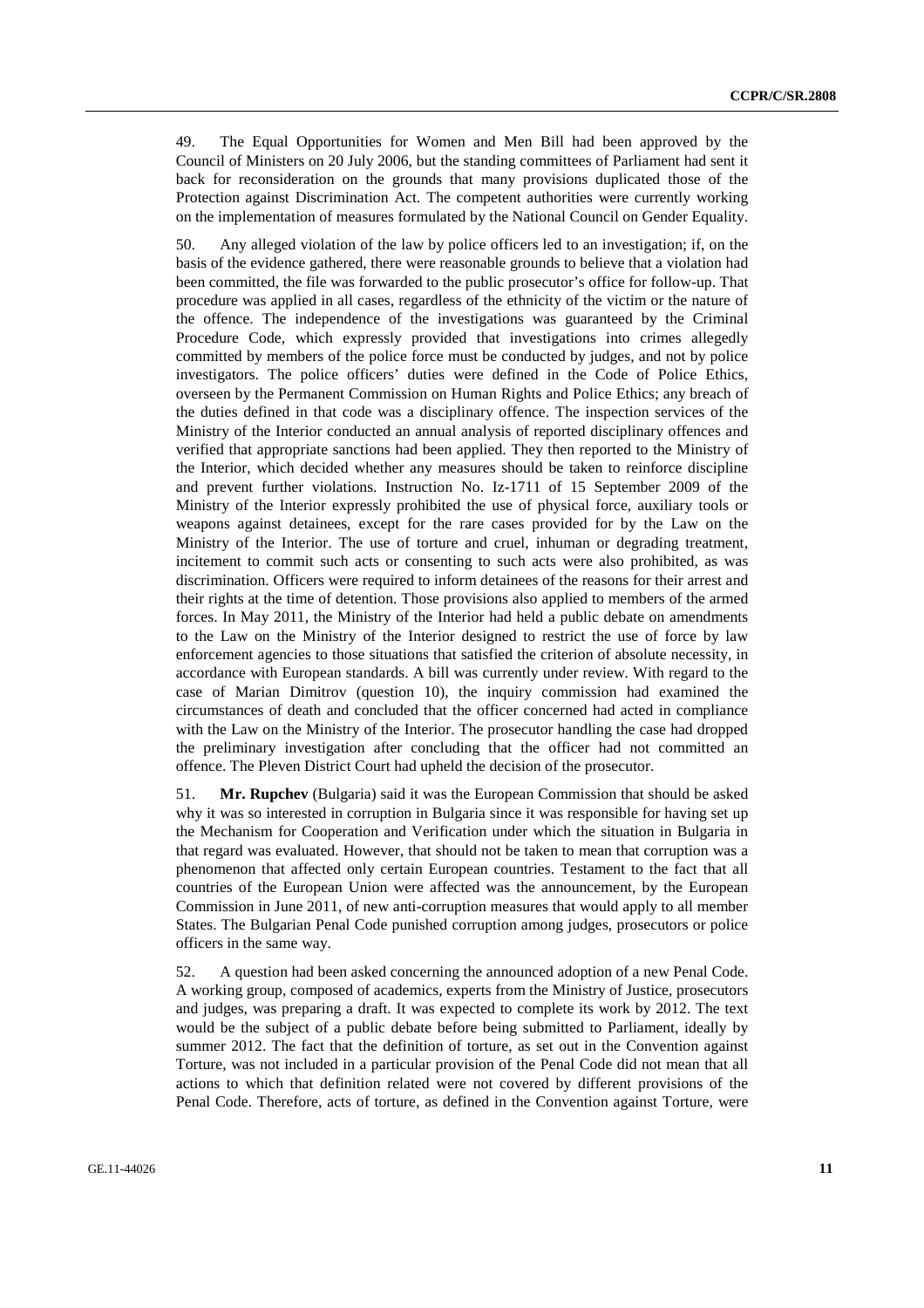49. The Equal Opportunities for Women and Men Bill had been approved by the Council of Ministers on 20 July 2006, but the standing committees of Parliament had sent it back for reconsideration on the grounds that many provisions duplicated those of the Protection against Discrimination Act. The competent authorities were currently working on the implementation of measures formulated by the National Council on Gender Equality.

50. Any alleged violation of the law by police officers led to an investigation; if, on the basis of the evidence gathered, there were reasonable grounds to believe that a violation had been committed, the file was forwarded to the public prosecutor's office for follow-up. That procedure was applied in all cases, regardless of the ethnicity of the victim or the nature of the offence. The independence of the investigations was guaranteed by the Criminal Procedure Code, which expressly provided that investigations into crimes allegedly committed by members of the police force must be conducted by judges, and not by police investigators. The police officers' duties were defined in the Code of Police Ethics, overseen by the Permanent Commission on Human Rights and Police Ethics; any breach of the duties defined in that code was a disciplinary offence. The inspection services of the Ministry of the Interior conducted an annual analysis of reported disciplinary offences and verified that appropriate sanctions had been applied. They then reported to the Ministry of the Interior, which decided whether any measures should be taken to reinforce discipline and prevent further violations. Instruction No. Iz-1711 of 15 September 2009 of the Ministry of the Interior expressly prohibited the use of physical force, auxiliary tools or weapons against detainees, except for the rare cases provided for by the Law on the Ministry of the Interior. The use of torture and cruel, inhuman or degrading treatment, incitement to commit such acts or consenting to such acts were also prohibited, as was discrimination. Officers were required to inform detainees of the reasons for their arrest and their rights at the time of detention. Those provisions also applied to members of the armed forces. In May 2011, the Ministry of the Interior had held a public debate on amendments to the Law on the Ministry of the Interior designed to restrict the use of force by law enforcement agencies to those situations that satisfied the criterion of absolute necessity, in accordance with European standards. A bill was currently under review. With regard to the case of Marian Dimitrov (question 10), the inquiry commission had examined the circumstances of death and concluded that the officer concerned had acted in compliance with the Law on the Ministry of the Interior. The prosecutor handling the case had dropped the preliminary investigation after concluding that the officer had not committed an offence. The Pleven District Court had upheld the decision of the prosecutor.

51. **Mr. Rupchev** (Bulgaria) said it was the European Commission that should be asked why it was so interested in corruption in Bulgaria since it was responsible for having set up the Mechanism for Cooperation and Verification under which the situation in Bulgaria in that regard was evaluated. However, that should not be taken to mean that corruption was a phenomenon that affected only certain European countries. Testament to the fact that all countries of the European Union were affected was the announcement, by the European Commission in June 2011, of new anti-corruption measures that would apply to all member States. The Bulgarian Penal Code punished corruption among judges, prosecutors or police officers in the same way.

52. A question had been asked concerning the announced adoption of a new Penal Code. A working group, composed of academics, experts from the Ministry of Justice, prosecutors and judges, was preparing a draft. It was expected to complete its work by 2012. The text would be the subject of a public debate before being submitted to Parliament, ideally by summer 2012. The fact that the definition of torture, as set out in the Convention against Torture, was not included in a particular provision of the Penal Code did not mean that all actions to which that definition related were not covered by different provisions of the Penal Code. Therefore, acts of torture, as defined in the Convention against Torture, were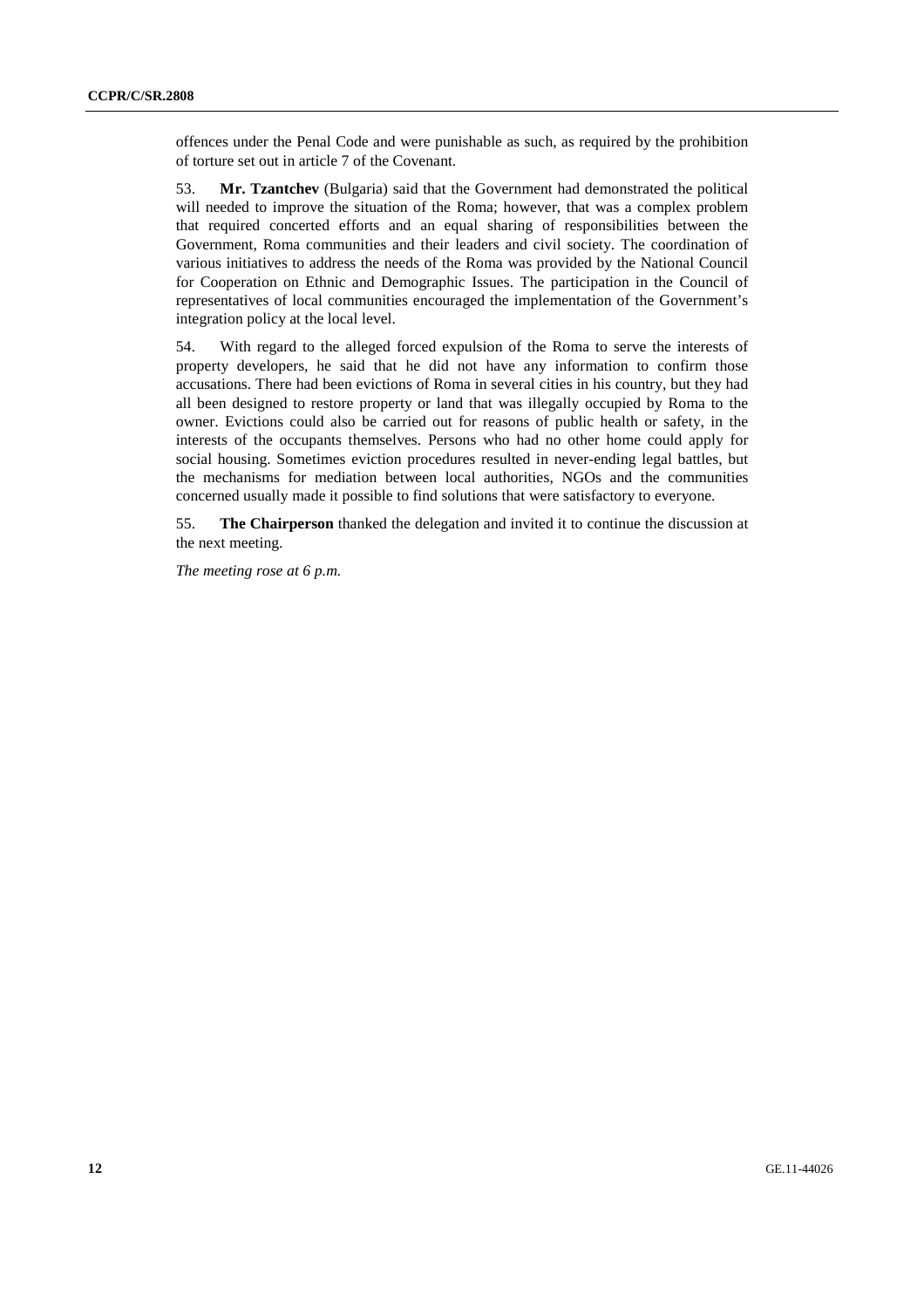offences under the Penal Code and were punishable as such, as required by the prohibition of torture set out in article 7 of the Covenant.

53. **Mr. Tzantchev** (Bulgaria) said that the Government had demonstrated the political will needed to improve the situation of the Roma; however, that was a complex problem that required concerted efforts and an equal sharing of responsibilities between the Government, Roma communities and their leaders and civil society. The coordination of various initiatives to address the needs of the Roma was provided by the National Council for Cooperation on Ethnic and Demographic Issues. The participation in the Council of representatives of local communities encouraged the implementation of the Government's integration policy at the local level.

54. With regard to the alleged forced expulsion of the Roma to serve the interests of property developers, he said that he did not have any information to confirm those accusations. There had been evictions of Roma in several cities in his country, but they had all been designed to restore property or land that was illegally occupied by Roma to the owner. Evictions could also be carried out for reasons of public health or safety, in the interests of the occupants themselves. Persons who had no other home could apply for social housing. Sometimes eviction procedures resulted in never-ending legal battles, but the mechanisms for mediation between local authorities, NGOs and the communities concerned usually made it possible to find solutions that were satisfactory to everyone.

55. **The Chairperson** thanked the delegation and invited it to continue the discussion at the next meeting.

*The meeting rose at 6 p.m.*